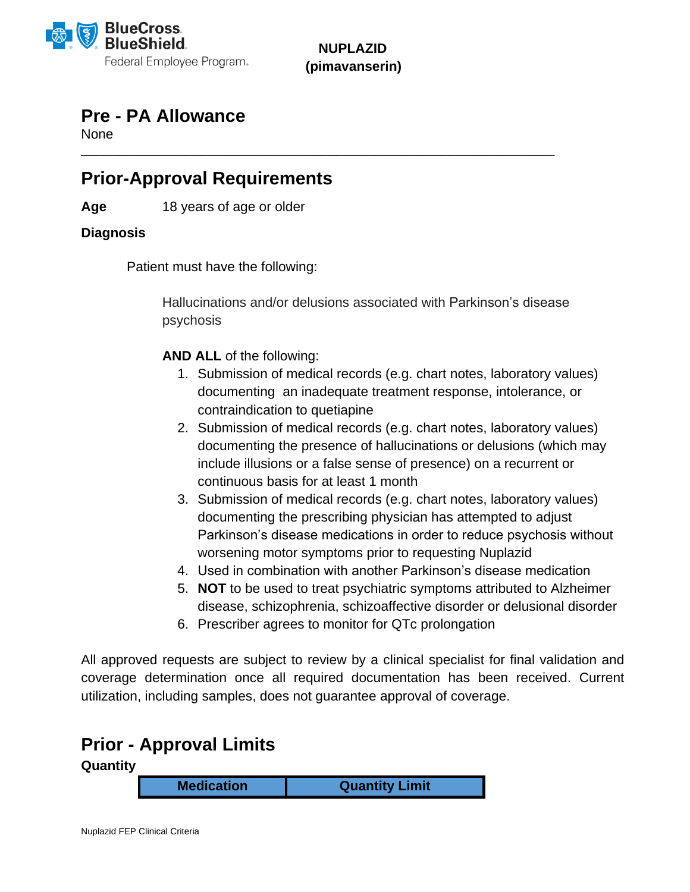BlueCross BlueShield Federal Employee Program

**NUPLAZID (pimavanserin)**

## Pre - PA Allowance

None

---

## Prior-Approval Requirements

**Age** 18 years of age or older

**Diagnosis**

Patient must have the following:

Hallucinations and/or delusions associated with Parkinson's disease psychosis

**AND ALL** of the following:

1. Submission of medical records (e.g. chart notes, laboratory values) documenting an inadequate treatment response, intolerance, or contraindication to quetiapine
2. Submission of medical records (e.g. chart notes, laboratory values) documenting the presence of hallucinations or delusions (which may include illusions or a false sense of presence) on a recurrent or continuous basis for at least 1 month
3. Submission of medical records (e.g. chart notes, laboratory values) documenting the prescribing physician has attempted to adjust Parkinson's disease medications in order to reduce psychosis without worsening motor symptoms prior to requesting Nuplazid
4. Used in combination with another Parkinson's disease medication
5. **NOT** to be used to treat psychiatric symptoms attributed to Alzheimer disease, schizophrenia, schizoaffective disorder or delusional disorder
6. Prescriber agrees to monitor for QTc prolongation

All approved requests are subject to review by a clinical specialist for final validation and coverage determination once all required documentation has been received. Current utilization, including samples, does not guarantee approval of coverage.

## Prior - Approval Limits

**Quantity**

| Medication | Quantity Limit |
|---|---|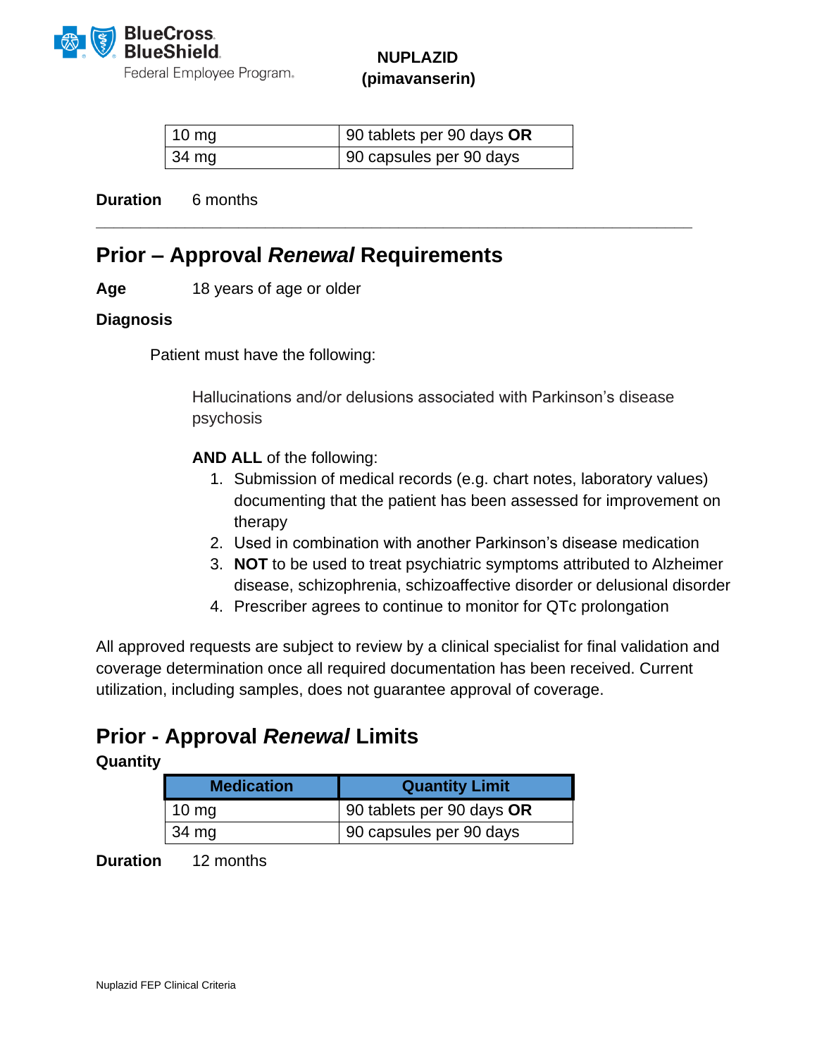| | |
|---|---|
| 10 mg | 90 tablets per 90 days **OR** |
| 34 mg | 90 capsules per 90 days |

**Duration** 6 months

---

## Prior – Approval *Renewal* Requirements

**Age** 18 years of age or older

**Diagnosis**

Patient must have the following:

Hallucinations and/or delusions associated with Parkinson's disease psychosis

**AND ALL** of the following:

1. Submission of medical records (e.g. chart notes, laboratory values) documenting that the patient has been assessed for improvement on therapy
2. Used in combination with another Parkinson's disease medication
3. **NOT** to be used to treat psychiatric symptoms attributed to Alzheimer disease, schizophrenia, schizoaffective disorder or delusional disorder
4. Prescriber agrees to continue to monitor for QTc prolongation

All approved requests are subject to review by a clinical specialist for final validation and coverage determination once all required documentation has been received. Current utilization, including samples, does not guarantee approval of coverage.

## Prior - Approval *Renewal* Limits

**Quantity**

| Medication | Quantity Limit |
|---|---|
| 10 mg | 90 tablets per 90 days **OR** |
| 34 mg | 90 capsules per 90 days |

**Duration** 12 months